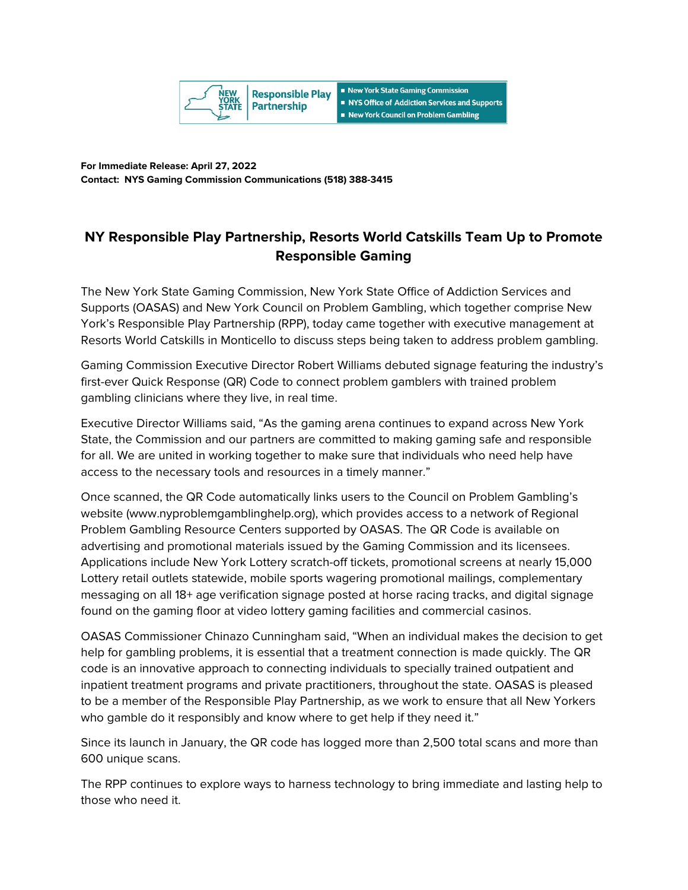NEW YORK STATE | Responsible Play Partnership

- New York State Gaming Commission
- NYS Office of Addiction Services and Supports
- New York Council on Problem Gambling

**For Immediate Release: April 27, 2022**
**Contact: NYS Gaming Commission Communications (518) 388-3415**

# NY Responsible Play Partnership, Resorts World Catskills Team Up to Promote Responsible Gaming

The New York State Gaming Commission, New York State Office of Addiction Services and Supports (OASAS) and New York Council on Problem Gambling, which together comprise New York's Responsible Play Partnership (RPP), today came together with executive management at Resorts World Catskills in Monticello to discuss steps being taken to address problem gambling.

Gaming Commission Executive Director Robert Williams debuted signage featuring the industry's first-ever Quick Response (QR) Code to connect problem gamblers with trained problem gambling clinicians where they live, in real time.

Executive Director Williams said, "As the gaming arena continues to expand across New York State, the Commission and our partners are committed to making gaming safe and responsible for all. We are united in working together to make sure that individuals who need help have access to the necessary tools and resources in a timely manner."

Once scanned, the QR Code automatically links users to the Council on Problem Gambling's website (www.nyproblemgamblinghelp.org), which provides access to a network of Regional Problem Gambling Resource Centers supported by OASAS. The QR Code is available on advertising and promotional materials issued by the Gaming Commission and its licensees. Applications include New York Lottery scratch-off tickets, promotional screens at nearly 15,000 Lottery retail outlets statewide, mobile sports wagering promotional mailings, complementary messaging on all 18+ age verification signage posted at horse racing tracks, and digital signage found on the gaming floor at video lottery gaming facilities and commercial casinos.

OASAS Commissioner Chinazo Cunningham said, "When an individual makes the decision to get help for gambling problems, it is essential that a treatment connection is made quickly. The QR code is an innovative approach to connecting individuals to specially trained outpatient and inpatient treatment programs and private practitioners, throughout the state. OASAS is pleased to be a member of the Responsible Play Partnership, as we work to ensure that all New Yorkers who gamble do it responsibly and know where to get help if they need it."

Since its launch in January, the QR code has logged more than 2,500 total scans and more than 600 unique scans.

The RPP continues to explore ways to harness technology to bring immediate and lasting help to those who need it.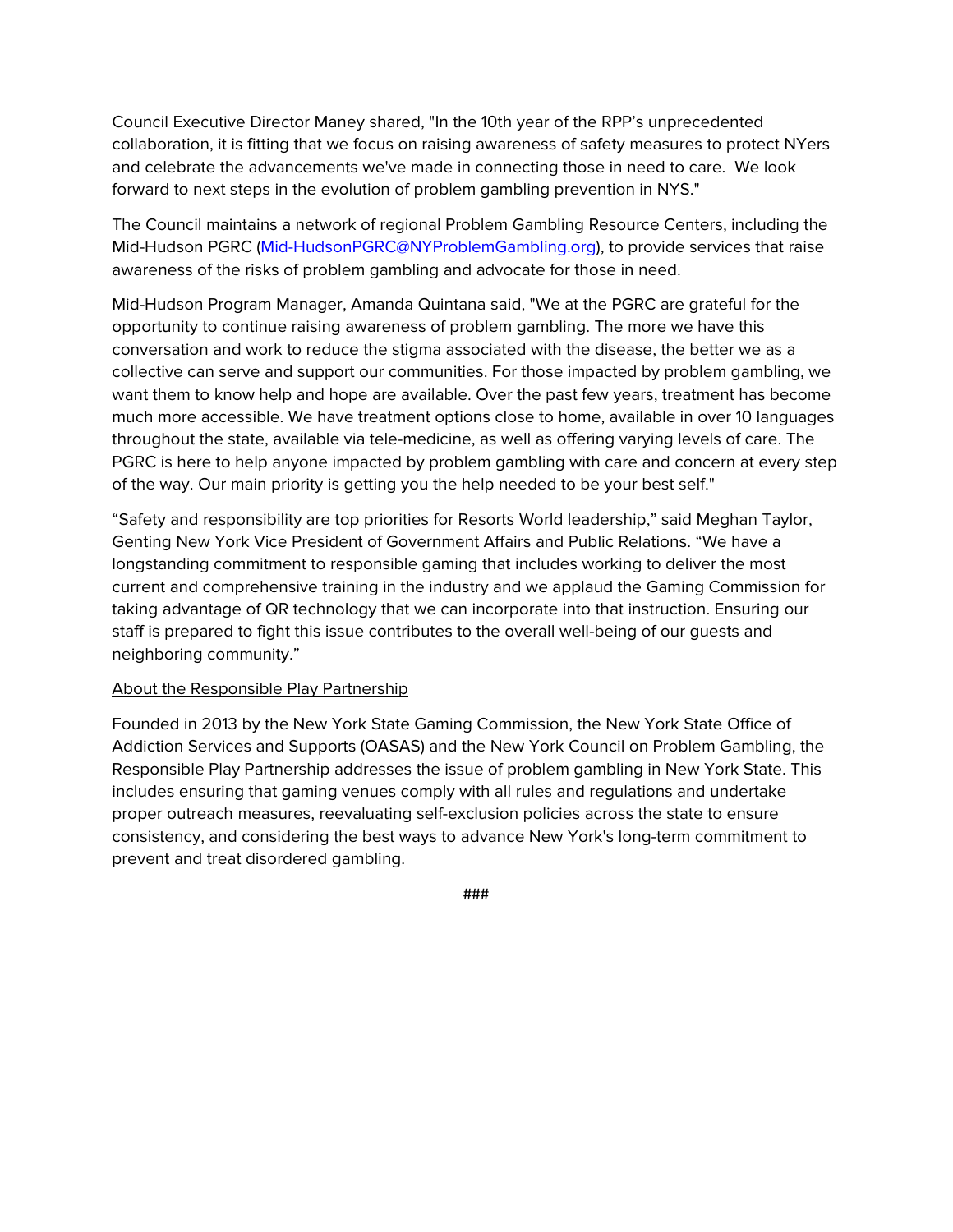Council Executive Director Maney shared, "In the 10th year of the RPP's unprecedented collaboration, it is fitting that we focus on raising awareness of safety measures to protect NYers and celebrate the advancements we've made in connecting those in need to care. We look forward to next steps in the evolution of problem gambling prevention in NYS."

The Council maintains a network of regional Problem Gambling Resource Centers, including the Mid-Hudson PGRC (Mid-HudsonPGRC@NYProblemGambling.org), to provide services that raise awareness of the risks of problem gambling and advocate for those in need.

Mid-Hudson Program Manager, Amanda Quintana said, "We at the PGRC are grateful for the opportunity to continue raising awareness of problem gambling. The more we have this conversation and work to reduce the stigma associated with the disease, the better we as a collective can serve and support our communities. For those impacted by problem gambling, we want them to know help and hope are available. Over the past few years, treatment has become much more accessible. We have treatment options close to home, available in over 10 languages throughout the state, available via tele-medicine, as well as offering varying levels of care. The PGRC is here to help anyone impacted by problem gambling with care and concern at every step of the way. Our main priority is getting you the help needed to be your best self."

"Safety and responsibility are top priorities for Resorts World leadership," said Meghan Taylor, Genting New York Vice President of Government Affairs and Public Relations. "We have a longstanding commitment to responsible gaming that includes working to deliver the most current and comprehensive training in the industry and we applaud the Gaming Commission for taking advantage of QR technology that we can incorporate into that instruction. Ensuring our staff is prepared to fight this issue contributes to the overall well-being of our guests and neighboring community."

About the Responsible Play Partnership

Founded in 2013 by the New York State Gaming Commission, the New York State Office of Addiction Services and Supports (OASAS) and the New York Council on Problem Gambling, the Responsible Play Partnership addresses the issue of problem gambling in New York State. This includes ensuring that gaming venues comply with all rules and regulations and undertake proper outreach measures, reevaluating self-exclusion policies across the state to ensure consistency, and considering the best ways to advance New York's long-term commitment to prevent and treat disordered gambling.

###